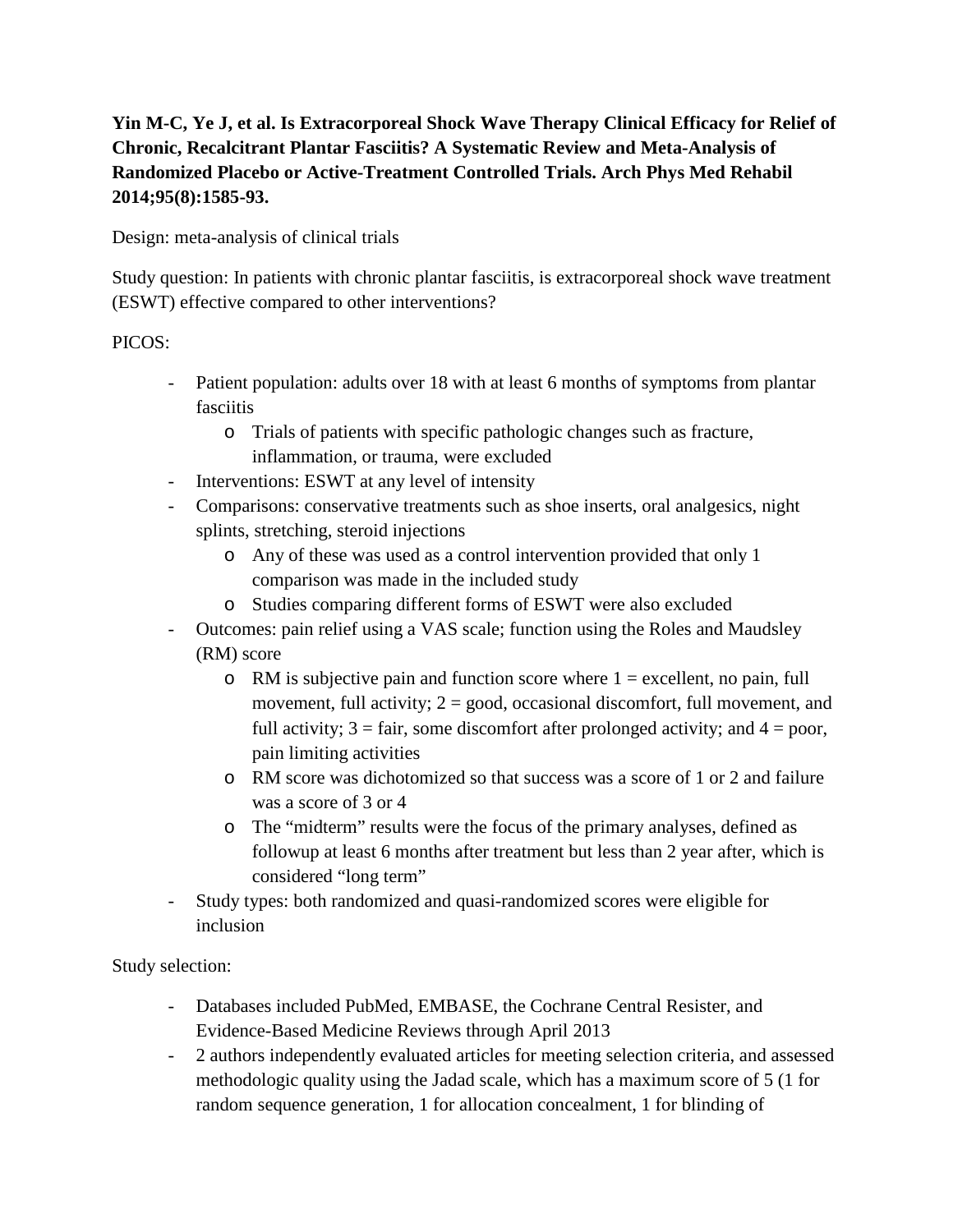**Yin M-C, Ye J, et al. Is Extracorporeal Shock Wave Therapy Clinical Efficacy for Relief of Chronic, Recalcitrant Plantar Fasciitis? A Systematic Review and Meta-Analysis of Randomized Placebo or Active-Treatment Controlled Trials. Arch Phys Med Rehabil 2014;95(8):1585-93.**

Design: meta-analysis of clinical trials

Study question: In patients with chronic plantar fasciitis, is extracorporeal shock wave treatment (ESWT) effective compared to other interventions?

PICOS:

- Patient population: adults over 18 with at least 6 months of symptoms from plantar fasciitis
    - Trials of patients with specific pathologic changes such as fracture, inflammation, or trauma, were excluded
- Interventions: ESWT at any level of intensity
- Comparisons: conservative treatments such as shoe inserts, oral analgesics, night splints, stretching, steroid injections
    - Any of these was used as a control intervention provided that only 1 comparison was made in the included study
    - Studies comparing different forms of ESWT were also excluded
- Outcomes: pain relief using a VAS scale; function using the Roles and Maudsley (RM) score
    - RM is subjective pain and function score where 1 = excellent, no pain, full movement, full activity; 2 = good, occasional discomfort, full movement, and full activity; 3 = fair, some discomfort after prolonged activity; and 4 = poor, pain limiting activities
    - RM score was dichotomized so that success was a score of 1 or 2 and failure was a score of 3 or 4
    - The "midterm" results were the focus of the primary analyses, defined as followup at least 6 months after treatment but less than 2 year after, which is considered "long term"
- Study types: both randomized and quasi-randomized scores were eligible for inclusion

Study selection:

- Databases included PubMed, EMBASE, the Cochrane Central Resister, and Evidence-Based Medicine Reviews through April 2013
- 2 authors independently evaluated articles for meeting selection criteria, and assessed methodologic quality using the Jadad scale, which has a maximum score of 5 (1 for random sequence generation, 1 for allocation concealment, 1 for blinding of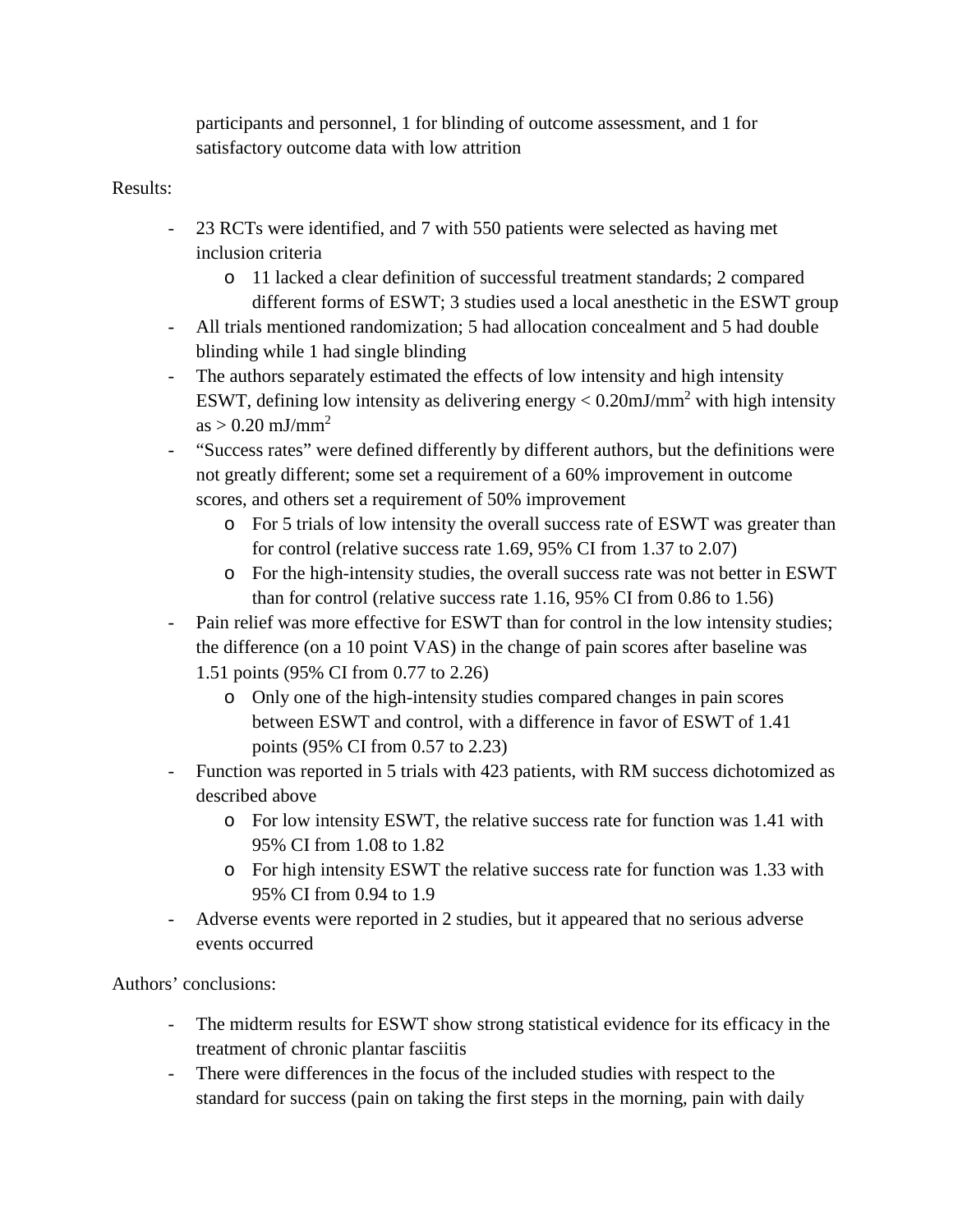participants and personnel, 1 for blinding of outcome assessment, and 1 for satisfactory outcome data with low attrition

Results:

- 23 RCTs were identified, and 7 with 550 patients were selected as having met inclusion criteria
    - 11 lacked a clear definition of successful treatment standards; 2 compared different forms of ESWT; 3 studies used a local anesthetic in the ESWT group
- All trials mentioned randomization; 5 had allocation concealment and 5 had double blinding while 1 had single blinding
- The authors separately estimated the effects of low intensity and high intensity ESWT, defining low intensity as delivering energy < 0.20mJ/$mm^2$ with high intensity as > 0.20 mJ/$mm^2$
- "Success rates" were defined differently by different authors, but the definitions were not greatly different; some set a requirement of a 60% improvement in outcome scores, and others set a requirement of 50% improvement
    - For 5 trials of low intensity the overall success rate of ESWT was greater than for control (relative success rate 1.69, 95% CI from 1.37 to 2.07)
    - For the high-intensity studies, the overall success rate was not better in ESWT than for control (relative success rate 1.16, 95% CI from 0.86 to 1.56)
- Pain relief was more effective for ESWT than for control in the low intensity studies; the difference (on a 10 point VAS) in the change of pain scores after baseline was 1.51 points (95% CI from 0.77 to 2.26)
    - Only one of the high-intensity studies compared changes in pain scores between ESWT and control, with a difference in favor of ESWT of 1.41 points (95% CI from 0.57 to 2.23)
- Function was reported in 5 trials with 423 patients, with RM success dichotomized as described above
    - For low intensity ESWT, the relative success rate for function was 1.41 with 95% CI from 1.08 to 1.82
    - For high intensity ESWT the relative success rate for function was 1.33 with 95% CI from 0.94 to 1.9
- Adverse events were reported in 2 studies, but it appeared that no serious adverse events occurred

Authors' conclusions:

- The midterm results for ESWT show strong statistical evidence for its efficacy in the treatment of chronic plantar fasciitis
- There were differences in the focus of the included studies with respect to the standard for success (pain on taking the first steps in the morning, pain with daily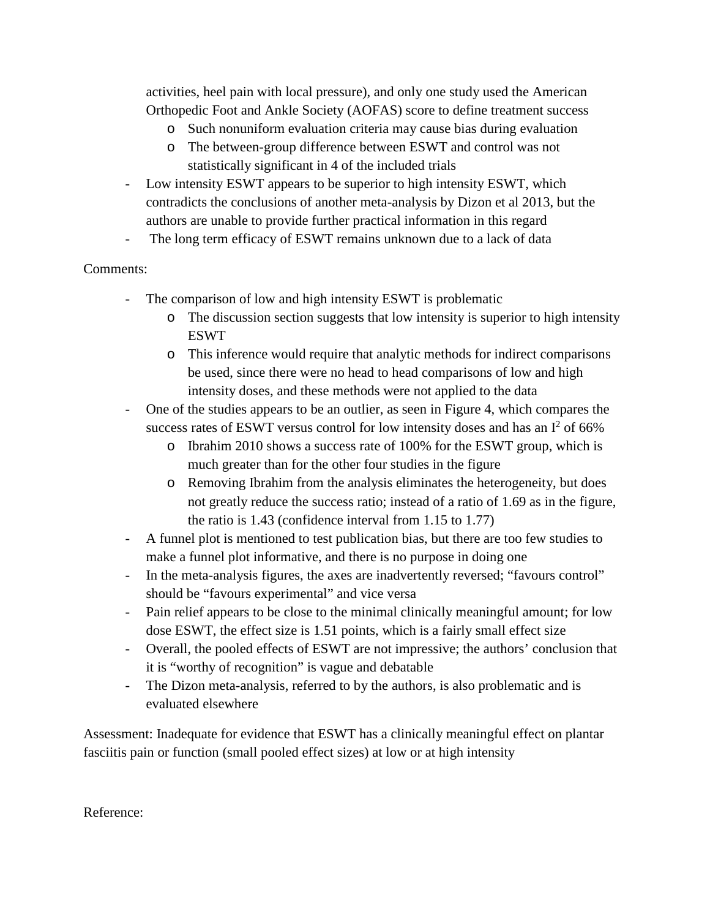activities, heel pain with local pressure), and only one study used the American Orthopedic Foot and Ankle Society (AOFAS) score to define treatment success

  - Such nonuniform evaluation criteria may cause bias during evaluation
  - The between-group difference between ESWT and control was not statistically significant in 4 of the included trials

- Low intensity ESWT appears to be superior to high intensity ESWT, which contradicts the conclusions of another meta-analysis by Dizon et al 2013, but the authors are unable to provide further practical information in this regard
- The long term efficacy of ESWT remains unknown due to a lack of data

Comments:

- The comparison of low and high intensity ESWT is problematic
  - The discussion section suggests that low intensity is superior to high intensity ESWT
  - This inference would require that analytic methods for indirect comparisons be used, since there were no head to head comparisons of low and high intensity doses, and these methods were not applied to the data
- One of the studies appears to be an outlier, as seen in Figure 4, which compares the success rates of ESWT versus control for low intensity doses and has an $I^2$ of 66%
  - Ibrahim 2010 shows a success rate of 100% for the ESWT group, which is much greater than for the other four studies in the figure
  - Removing Ibrahim from the analysis eliminates the heterogeneity, but does not greatly reduce the success ratio; instead of a ratio of 1.69 as in the figure, the ratio is 1.43 (confidence interval from 1.15 to 1.77)
- A funnel plot is mentioned to test publication bias, but there are too few studies to make a funnel plot informative, and there is no purpose in doing one
- In the meta-analysis figures, the axes are inadvertently reversed; "favours control" should be "favours experimental" and vice versa
- Pain relief appears to be close to the minimal clinically meaningful amount; for low dose ESWT, the effect size is 1.51 points, which is a fairly small effect size
- Overall, the pooled effects of ESWT are not impressive; the authors' conclusion that it is "worthy of recognition" is vague and debatable
- The Dizon meta-analysis, referred to by the authors, is also problematic and is evaluated elsewhere

Assessment: Inadequate for evidence that ESWT has a clinically meaningful effect on plantar fasciitis pain or function (small pooled effect sizes) at low or at high intensity

Reference: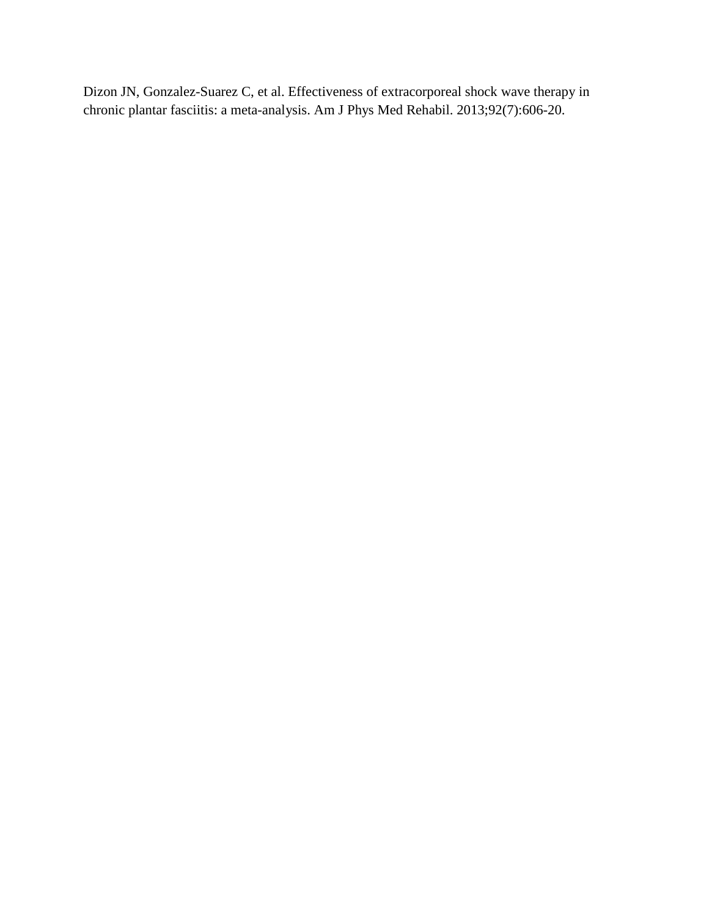Dizon JN, Gonzalez-Suarez C, et al. Effectiveness of extracorporeal shock wave therapy in chronic plantar fasciitis: a meta-analysis. Am J Phys Med Rehabil. 2013;92(7):606-20.